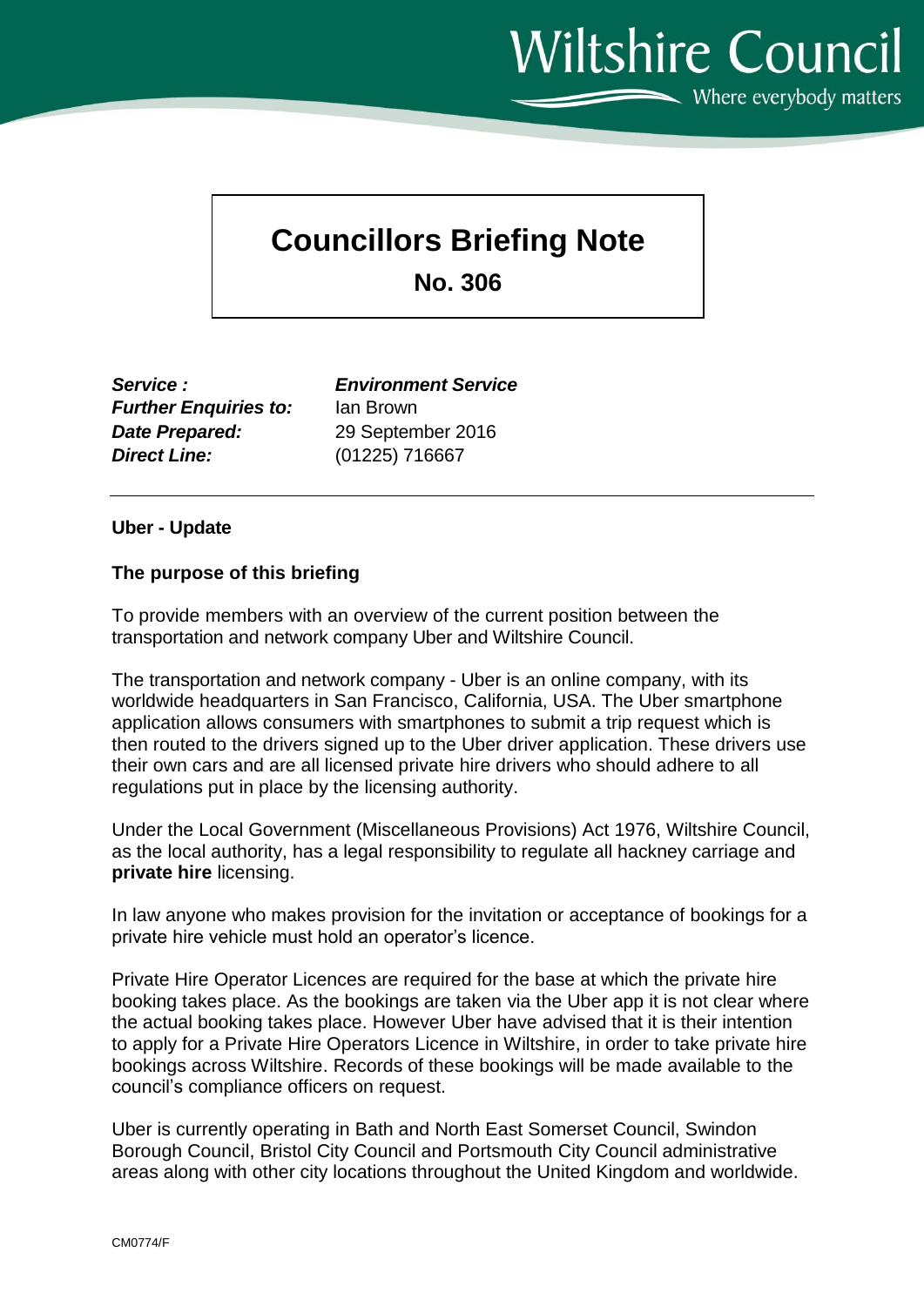Wiltshire Council

Where everybody matters

# Councillors Briefing Note

## No. 306

***Service :*** ***Environment Service***
***Further Enquiries to:*** Ian Brown
***Date Prepared:*** 29 September 2016
***Direct Line:*** (01225) 716667

---

**Uber - Update**

**The purpose of this briefing**

To provide members with an overview of the current position between the transportation and network company Uber and Wiltshire Council.

The transportation and network company - Uber is an online company, with its worldwide headquarters in San Francisco, California, USA. The Uber smartphone application allows consumers with smartphones to submit a trip request which is then routed to the drivers signed up to the Uber driver application. These drivers use their own cars and are all licensed private hire drivers who should adhere to all regulations put in place by the licensing authority.

Under the Local Government (Miscellaneous Provisions) Act 1976, Wiltshire Council, as the local authority, has a legal responsibility to regulate all hackney carriage and **private hire** licensing.

In law anyone who makes provision for the invitation or acceptance of bookings for a private hire vehicle must hold an operator's licence.

Private Hire Operator Licences are required for the base at which the private hire booking takes place. As the bookings are taken via the Uber app it is not clear where the actual booking takes place. However Uber have advised that it is their intention to apply for a Private Hire Operators Licence in Wiltshire, in order to take private hire bookings across Wiltshire. Records of these bookings will be made available to the council's compliance officers on request.

Uber is currently operating in Bath and North East Somerset Council, Swindon Borough Council, Bristol City Council and Portsmouth City Council administrative areas along with other city locations throughout the United Kingdom and worldwide.

CM0774/F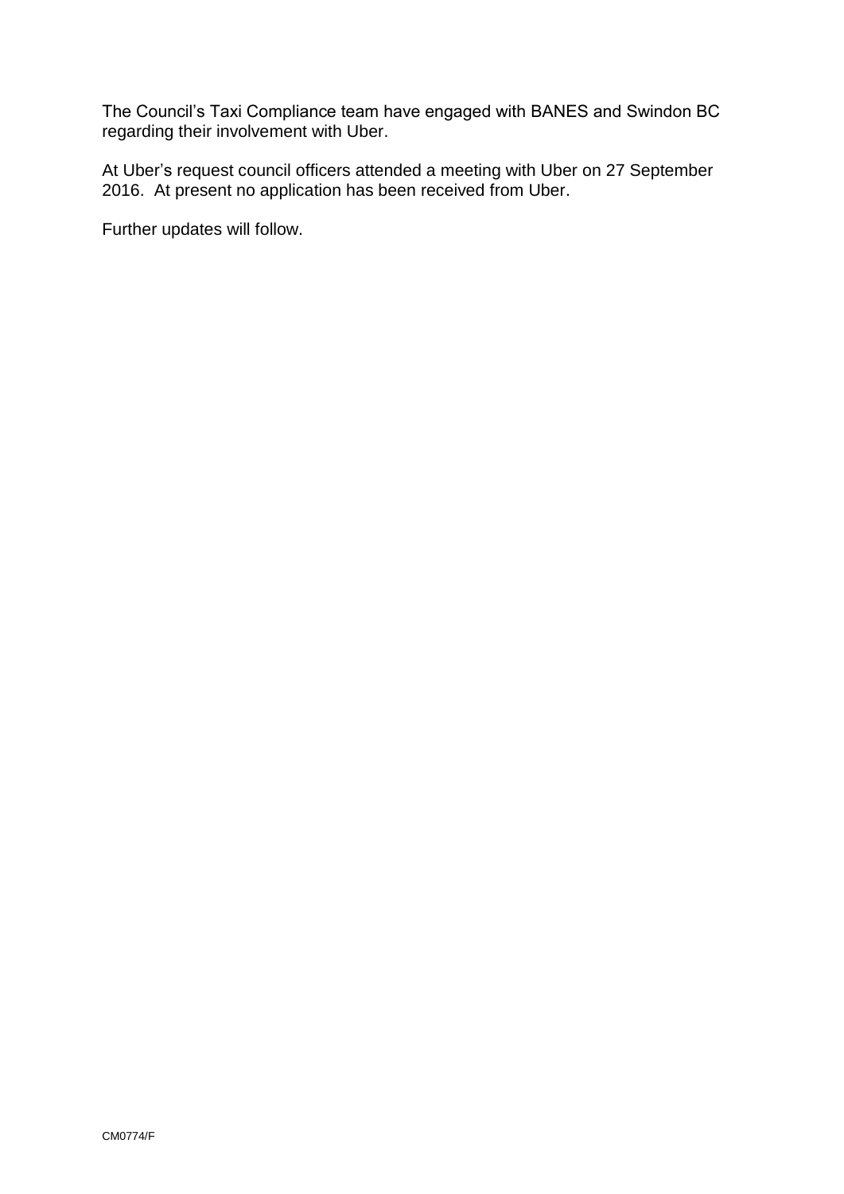The Council's Taxi Compliance team have engaged with BANES and Swindon BC regarding their involvement with Uber.

At Uber's request council officers attended a meeting with Uber on 27 September 2016. At present no application has been received from Uber.

Further updates will follow.

CM0774/F